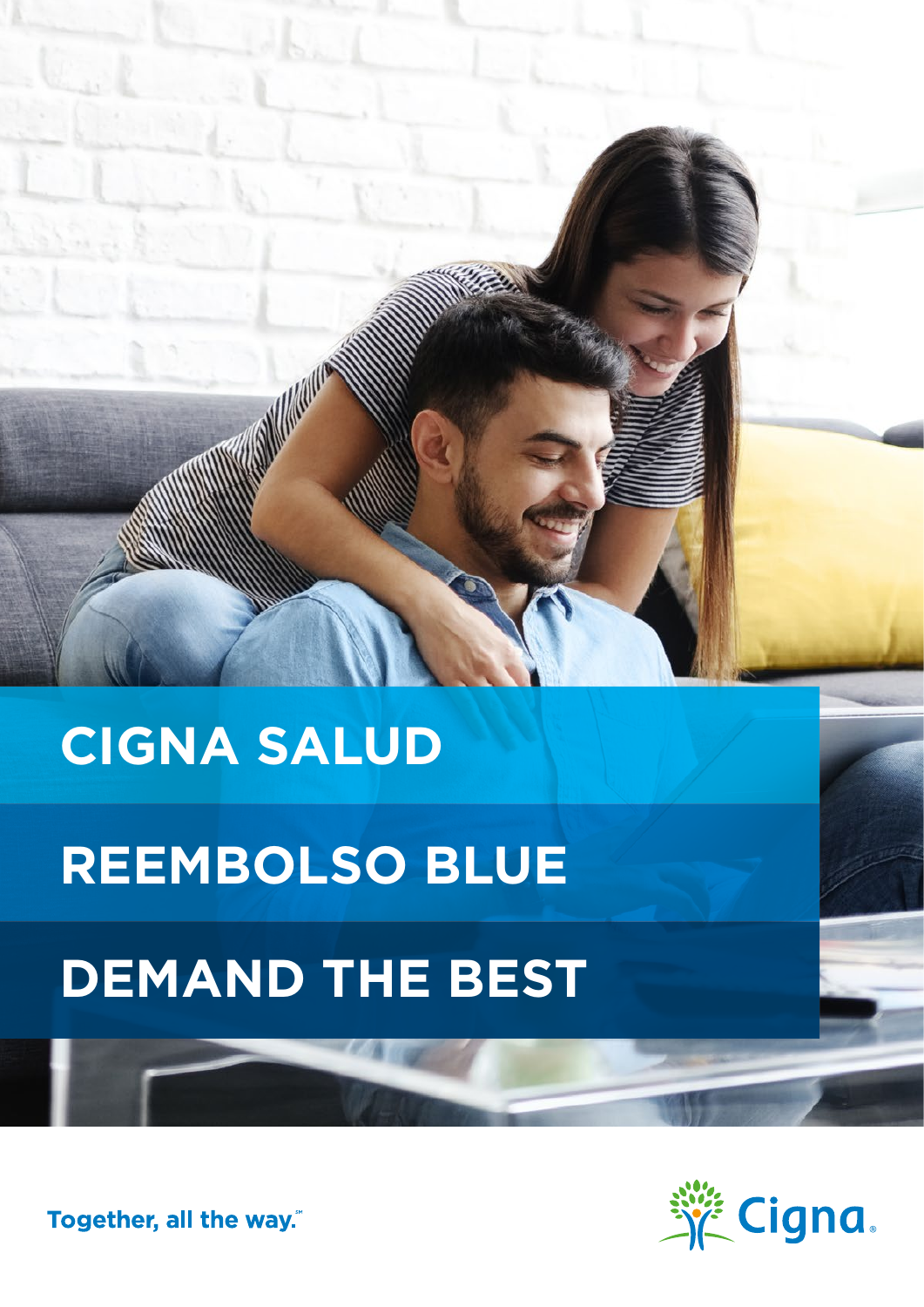# CIGNA SALUD

# REEMBOLSO BLUE

# DEMAND THE BEST

Together, all the way.℠

Cigna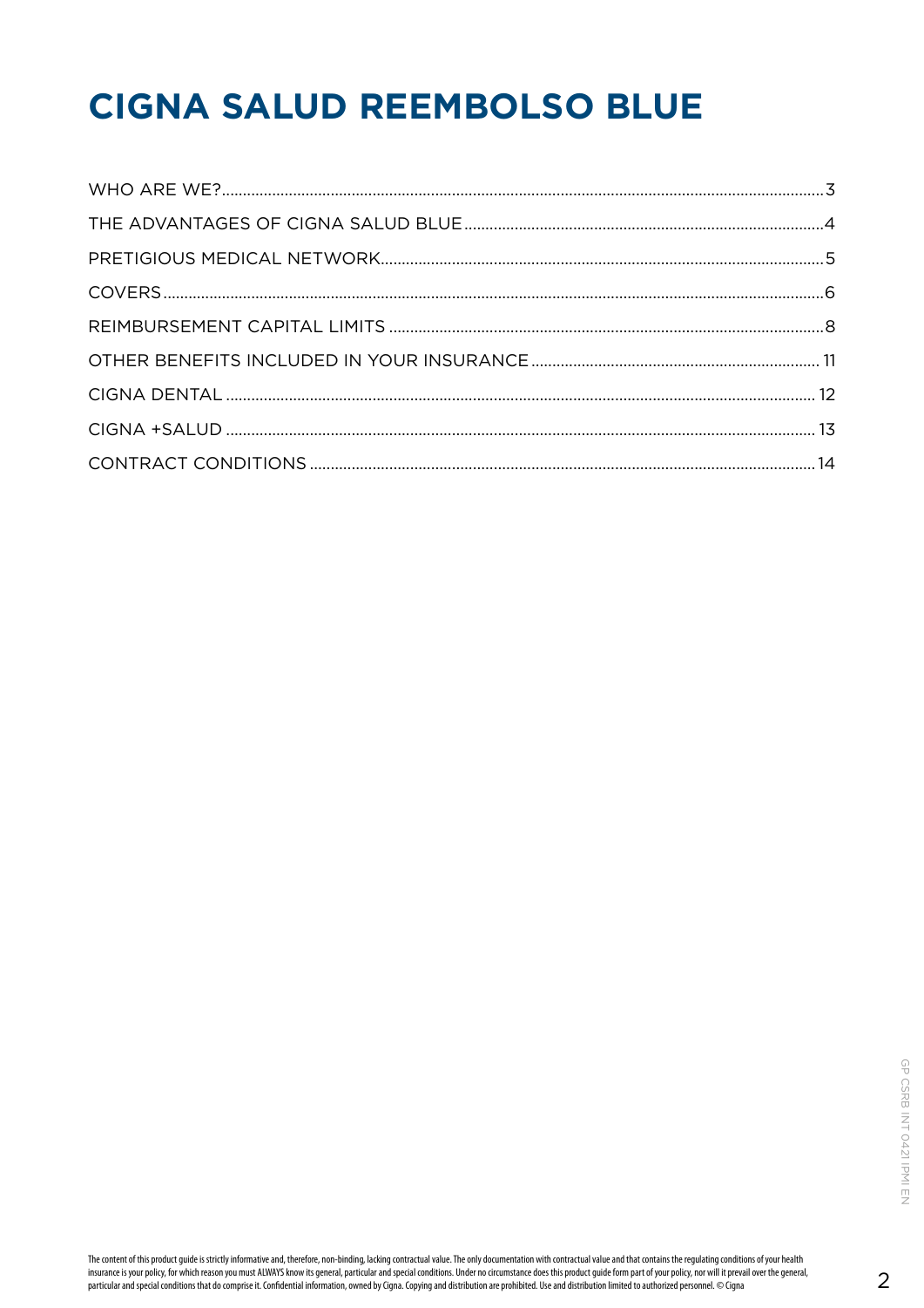# CIGNA SALUD REEMBOLSO BLUE

| | |
|---|---|
| WHO ARE WE? | 3 |
| THE ADVANTAGES OF CIGNA SALUD BLUE | 4 |
| PRETIGIOUS MEDICAL NETWORK | 5 |
| COVERS | 6 |
| REIMBURSEMENT CAPITAL LIMITS | 8 |
| OTHER BENEFITS INCLUDED IN YOUR INSURANCE | 11 |
| CIGNA DENTAL | 12 |
| CIGNA +SALUD | 13 |
| CONTRACT CONDITIONS | 14 |

GP CSRB INT 0421 IPMI EN

The content of this product guide is strictly informative and, therefore, non-binding, lacking contractual value. The only documentation with contractual value and that contains the regulating conditions of your health insurance is your policy, for which reason you must ALWAYS know its general, particular and special conditions. Under no circumstance does this product guide form part of your policy, nor will it prevail over the general, particular and special conditions that do comprise it. Confidential information, owned by Cigna. Copying and distribution are prohibited. Use and distribution limited to authorized personnel. © Cigna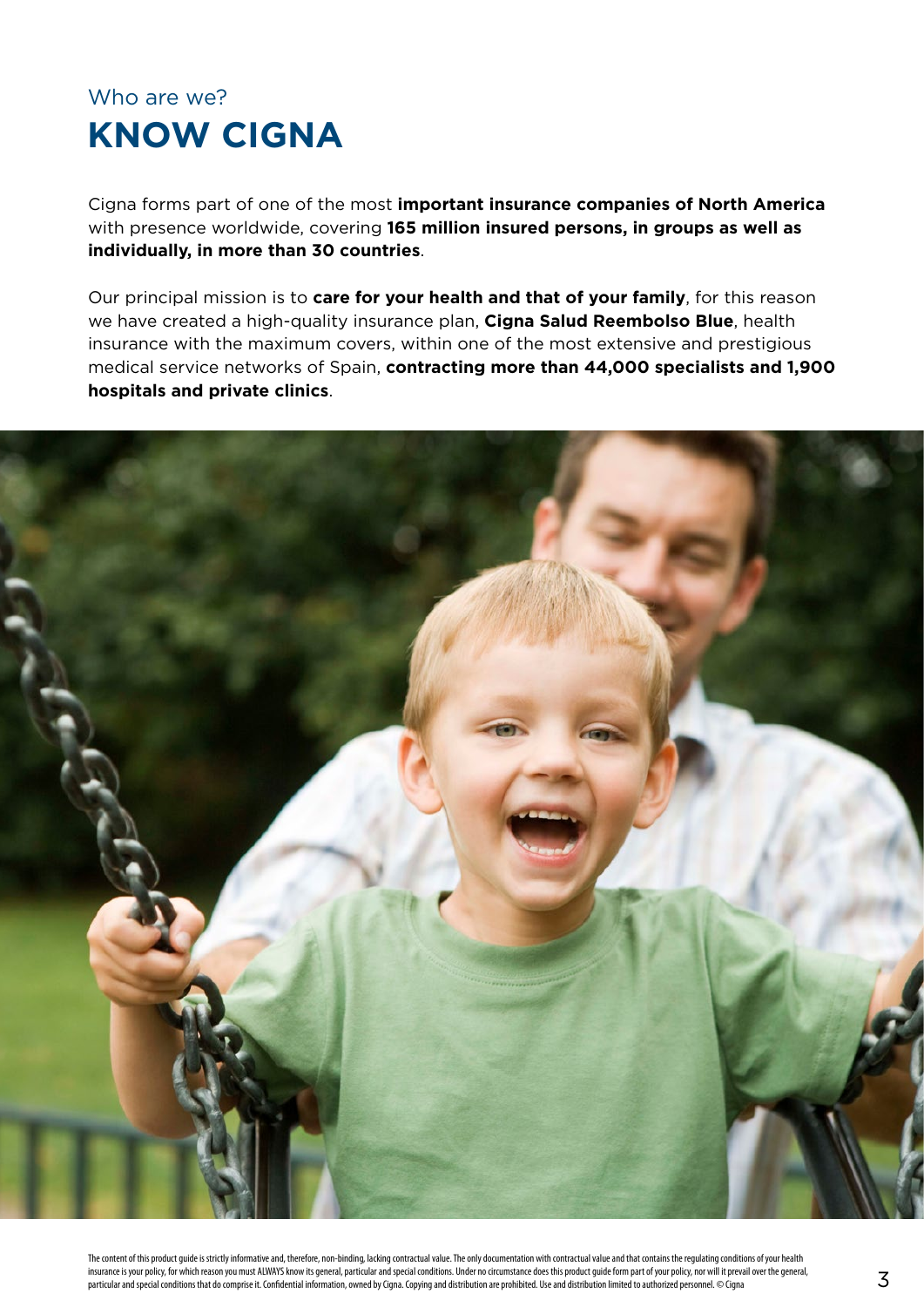Who are we?

# KNOW CIGNA

Cigna forms part of one of the most **important insurance companies of North America** with presence worldwide, covering **165 million insured persons, in groups as well as individually, in more than 30 countries**.

Our principal mission is to **care for your health and that of your family**, for this reason we have created a high-quality insurance plan, **Cigna Salud Reembolso Blue**, health insurance with the maximum covers, within one of the most extensive and prestigious medical service networks of Spain, **contracting more than 44,000 specialists and 1,900 hospitals and private clinics**.

The content of this product guide is strictly informative and, therefore, non-binding, lacking contractual value. The only documentation with contractual value and that contains the regulating conditions of your health insurance is your policy, for which reason you must ALWAYS know its general, particular and special conditions. Under no circumstance does this product guide form part of your policy, nor will it prevail over the general, particular and special conditions that do comprise it. Confidential information, owned by Cigna. Copying and distribution are prohibited. Use and distribution limited to authorized personnel. © Cigna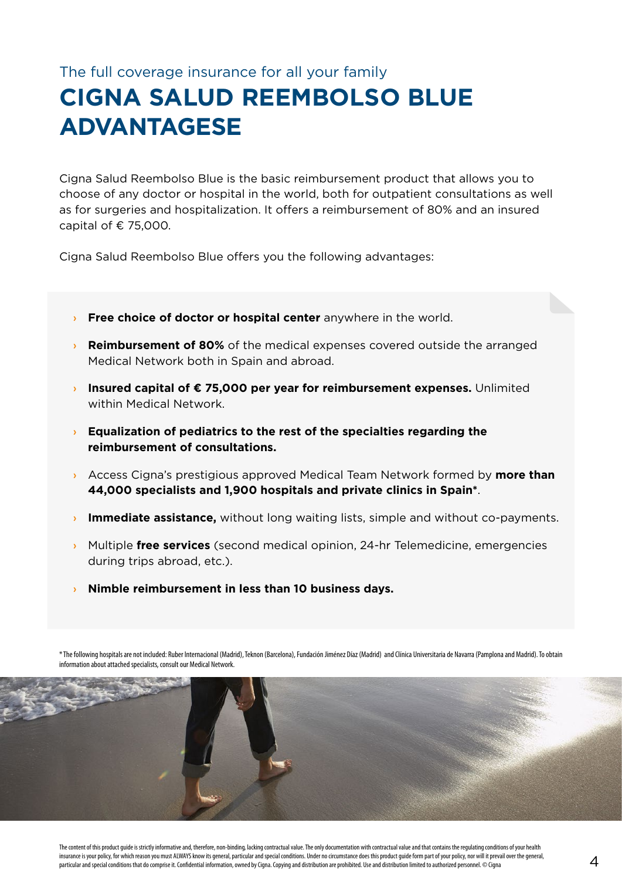The full coverage insurance for all your family

# CIGNA SALUD REEMBOLSO BLUE ADVANTAGESE

Cigna Salud Reembolso Blue is the basic reimbursement product that allows you to choose of any doctor or hospital in the world, both for outpatient consultations as well as for surgeries and hospitalization. It offers a reimbursement of 80% and an insured capital of € 75,000.

Cigna Salud Reembolso Blue offers you the following advantages:

- **Free choice of doctor or hospital center** anywhere in the world.
- **Reimbursement of 80%** of the medical expenses covered outside the arranged Medical Network both in Spain and abroad.
- **Insured capital of € 75,000 per year for reimbursement expenses.** Unlimited within Medical Network.
- **Equalization of pediatrics to the rest of the specialties regarding the reimbursement of consultations.**
- Access Cigna's prestigious approved Medical Team Network formed by **more than 44,000 specialists and 1,900 hospitals and private clinics in Spain***.
- **Immediate assistance,** without long waiting lists, simple and without co-payments.
- Multiple **free services** (second medical opinion, 24-hr Telemedicine, emergencies during trips abroad, etc.).
- **Nimble reimbursement in less than 10 business days.**

* The following hospitals are not included: Ruber Internacional (Madrid), Teknon (Barcelona), Fundación Jiménez Díaz (Madrid) and Clínica Universitaria de Navarra (Pamplona and Madrid). To obtain information about attached specialists, consult our Medical Network.

The content of this product guide is strictly informative and, therefore, non-binding, lacking contractual value. The only documentation with contractual value and that contains the regulating conditions of your health insurance is your policy, for which reason you must ALWAYS know its general, particular and special conditions. Under no circumstance does this product guide form part of your policy, nor will it prevail over the general, particular and special conditions that do comprise it. Confidential information, owned by Cigna. Copying and distribution are prohibited. Use and distribution limited to authorized personnel. © Cigna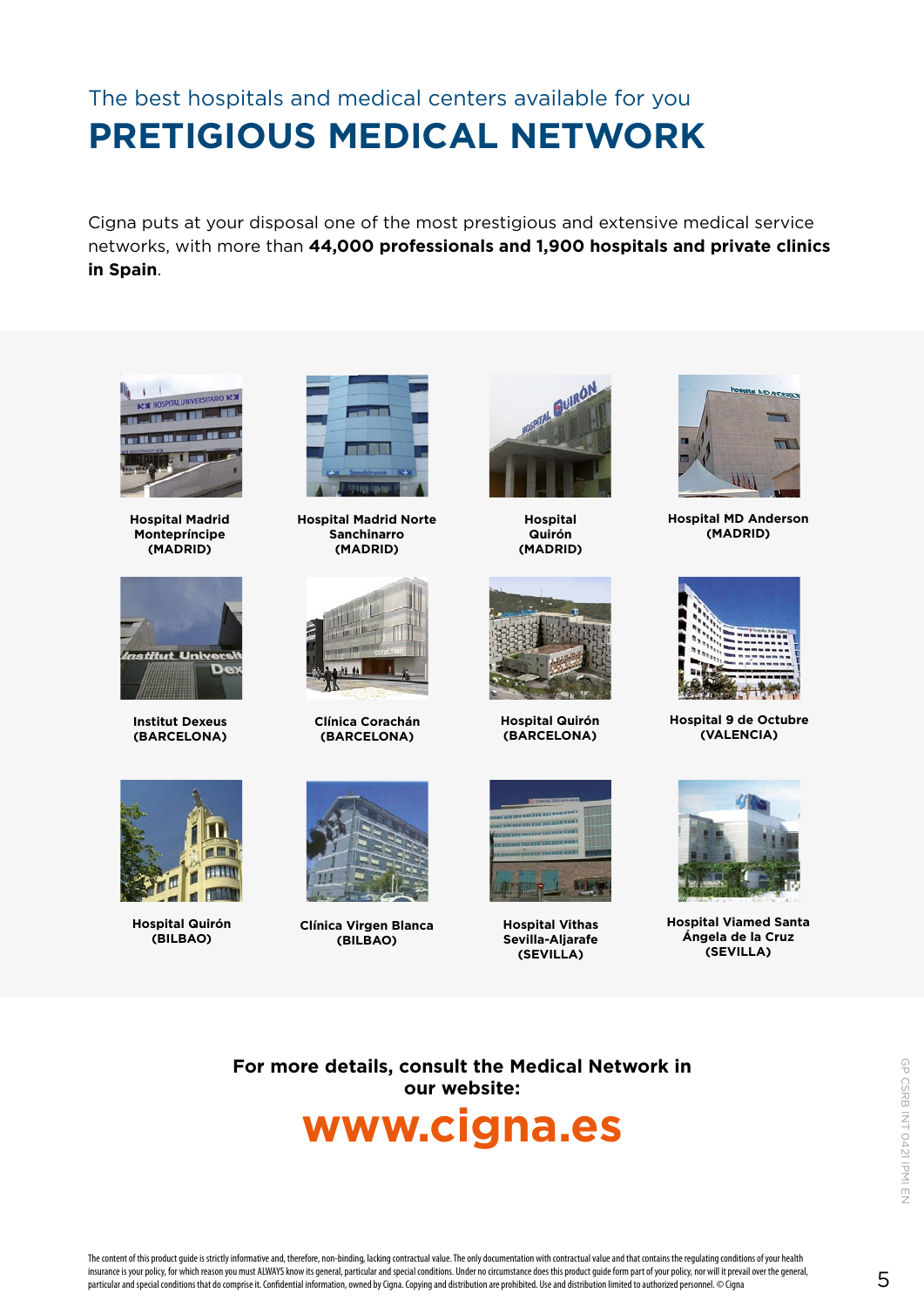The best hospitals and medical centers available for you

# PRETIGIOUS MEDICAL NETWORK

Cigna puts at your disposal one of the most prestigious and extensive medical service networks, with more than **44,000 professionals and 1,900 hospitals and private clinics in Spain**.

**Hospital Madrid Montepríncipe (MADRID)**

**Hospital Madrid Norte Sanchinarro (MADRID)**

**Hospital Quirón (MADRID)**

**Hospital MD Anderson (MADRID)**

**Institut Dexeus (BARCELONA)**

**Clínica Corachán (BARCELONA)**

**Hospital Quirón (BARCELONA)**

**Hospital 9 de Octubre (VALENCIA)**

**Hospital Quirón (BILBAO)**

**Clínica Virgen Blanca (BILBAO)**

**Hospital Vithas Sevilla-Aljarafe (SEVILLA)**

**Hospital Viamed Santa Ángela de la Cruz (SEVILLA)**

**For more details, consult the Medical Network in our website:**

**www.cigna.es**

The content of this product guide is strictly informative and, therefore, non-binding, lacking contractual value. The only documentation with contractual value and that contains the regulating conditions of your health insurance is your policy, for which reason you must ALWAYS know its general, particular and special conditions. Under no circumstance does this product guide form part of your policy, nor will it prevail over the general, particular and special conditions that do comprise it. Confidential information, owned by Cigna. Copying and distribution are prohibited. Use and distribution limited to authorized personnel. © Cigna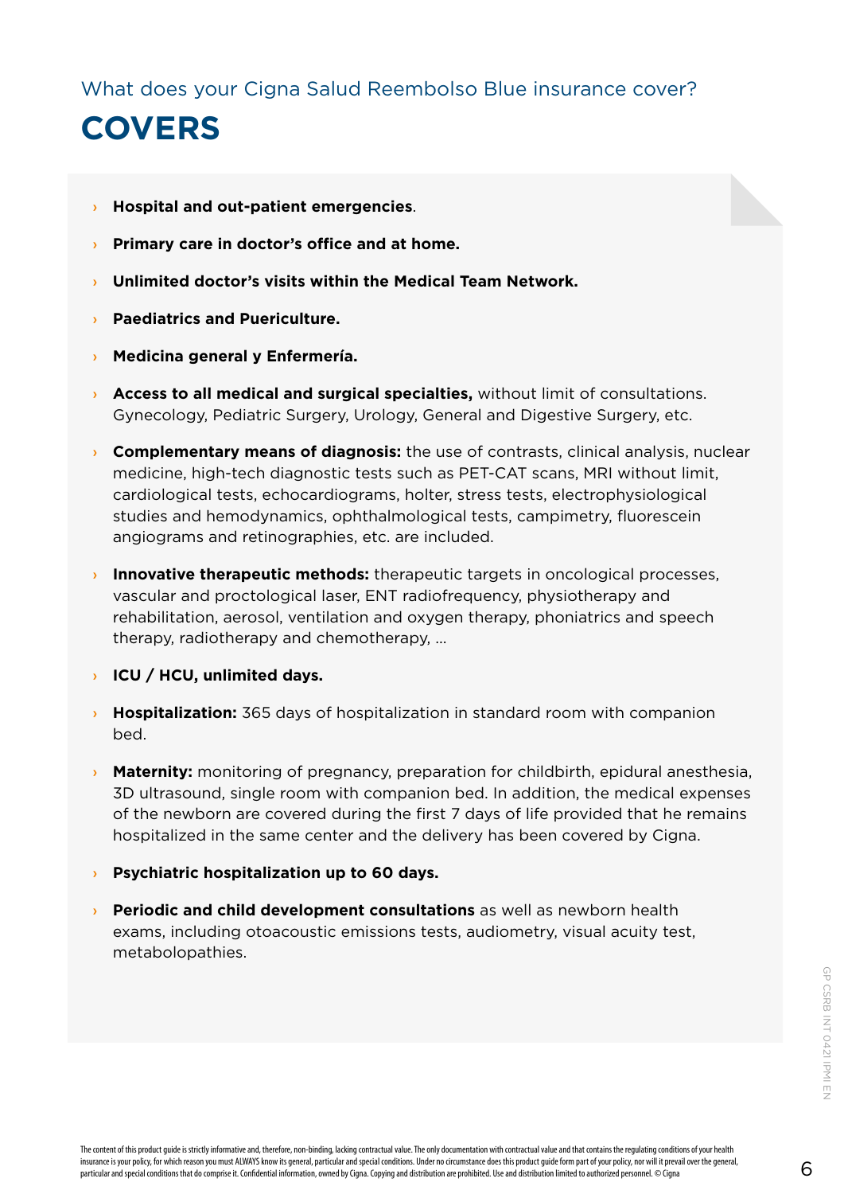What does your Cigna Salud Reembolso Blue insurance cover?

# COVERS

- **Hospital and out-patient emergencies**.
- **Primary care in doctor's office and at home.**
- **Unlimited doctor's visits within the Medical Team Network.**
- **Paediatrics and Puericulture.**
- **Medicina general y Enfermería.**
- **Access to all medical and surgical specialties,** without limit of consultations. Gynecology, Pediatric Surgery, Urology, General and Digestive Surgery, etc.
- **Complementary means of diagnosis:** the use of contrasts, clinical analysis, nuclear medicine, high-tech diagnostic tests such as PET-CAT scans, MRI without limit, cardiological tests, echocardiograms, holter, stress tests, electrophysiological studies and hemodynamics, ophthalmological tests, campimetry, fluorescein angiograms and retinographies, etc. are included.
- **Innovative therapeutic methods:** therapeutic targets in oncological processes, vascular and proctological laser, ENT radiofrequency, physiotherapy and rehabilitation, aerosol, ventilation and oxygen therapy, phoniatrics and speech therapy, radiotherapy and chemotherapy, ...
- **ICU / HCU, unlimited days.**
- **Hospitalization:** 365 days of hospitalization in standard room with companion bed.
- **Maternity:** monitoring of pregnancy, preparation for childbirth, epidural anesthesia, 3D ultrasound, single room with companion bed. In addition, the medical expenses of the newborn are covered during the first 7 days of life provided that he remains hospitalized in the same center and the delivery has been covered by Cigna.
- **Psychiatric hospitalization up to 60 days.**
- **Periodic and child development consultations** as well as newborn health exams, including otoacoustic emissions tests, audiometry, visual acuity test, metabolopathies.

GP CSRB INT 0421 IPMI EN

The content of this product guide is strictly informative and, therefore, non-binding, lacking contractual value. The only documentation with contractual value and that contains the regulating conditions of your health insurance is your policy, for which reason you must ALWAYS know its general, particular and special conditions. Under no circumstance does this product guide form part of your policy, nor will it prevail over the general, particular and special conditions that do comprise it. Confidential information, owned by Cigna. Copying and distribution are prohibited. Use and distribution limited to authorized personnel. © Cigna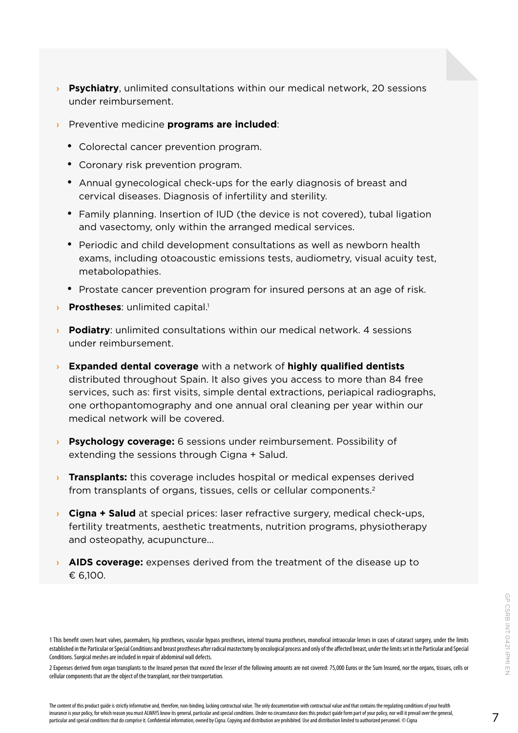- **Psychiatry**, unlimited consultations within our medical network, 20 sessions under reimbursement.
- Preventive medicine **programs are included**:
  - Colorectal cancer prevention program.
  - Coronary risk prevention program.
  - Annual gynecological check-ups for the early diagnosis of breast and cervical diseases. Diagnosis of infertility and sterility.
  - Family planning. Insertion of IUD (the device is not covered), tubal ligation and vasectomy, only within the arranged medical services.
  - Periodic and child development consultations as well as newborn health exams, including otoacoustic emissions tests, audiometry, visual acuity test, metabolopathies.
  - Prostate cancer prevention program for insured persons at an age of risk.
- **Prostheses**: unlimited capital.[1]
- **Podiatry**: unlimited consultations within our medical network. 4 sessions under reimbursement.
- **Expanded dental coverage** with a network of **highly qualified dentists** distributed throughout Spain. It also gives you access to more than 84 free services, such as: first visits, simple dental extractions, periapical radiographs, one orthopantomography and one annual oral cleaning per year within our medical network will be covered.
- **Psychology coverage:** 6 sessions under reimbursement. Possibility of extending the sessions through Cigna + Salud.
- **Transplants:** this coverage includes hospital or medical expenses derived from transplants of organs, tissues, cells or cellular components.[2]
- **Cigna + Salud** at special prices: laser refractive surgery, medical check-ups, fertility treatments, aesthetic treatments, nutrition programs, physiotherapy and osteopathy, acupuncture...
- **AIDS coverage:** expenses derived from the treatment of the disease up to € 6,100.

1 This benefit covers heart valves, pacemakers, hip prostheses, vascular bypass prostheses, internal trauma prostheses, monofocal intraocular lenses in cases of cataract surgery, under the limits established in the Particular or Special Conditions and breast prostheses after radical mastectomy by oncological process and only of the affected breast, under the limits set in the Particular and Special Conditions. Surgical meshes are included in repair of abdominal wall defects.

2 Expenses derived from organ transplants to the Insured person that exceed the lesser of the following amounts are not covered: 75,000 Euros or the Sum Insured, nor the organs, tissues, cells or cellular components that are the object of the transplant, nor their transportation.

The content of this product guide is strictly informative and, therefore, non-binding, lacking contractual value. The only documentation with contractual value and that contains the regulating conditions of your health insurance is your policy, for which reason you must ALWAYS know its general, particular and special conditions. Under no circumstance does this product guide form part of your policy, nor will it prevail over the general, particular and special conditions that do comprise it. Confidential information, owned by Cigna. Copying and distribution are prohibited. Use and distribution limited to authorized personnel. © Cigna

GP CSRB INT 0421 IPMI EN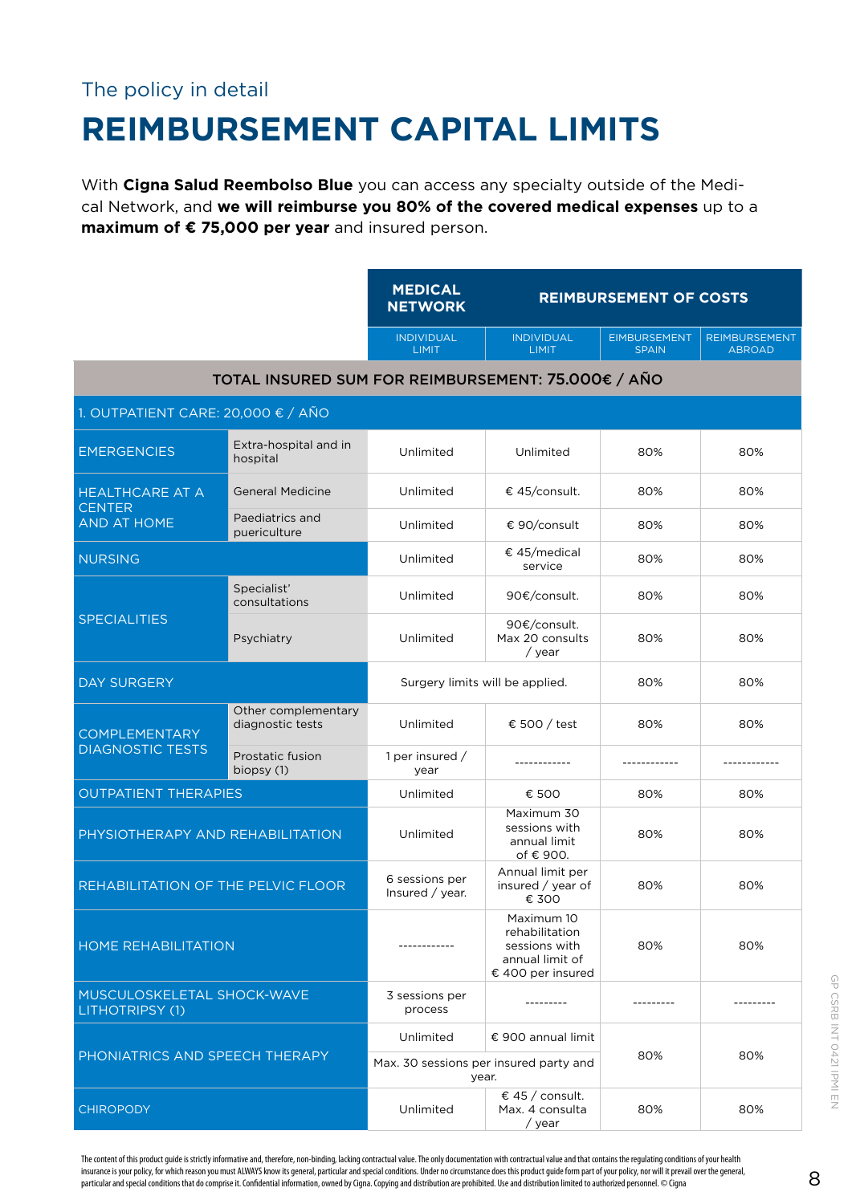The policy in detail

# REIMBURSEMENT CAPITAL LIMITS

With **Cigna Salud Reembolso Blue** you can access any specialty outside of the Medical Network, and **we will reimburse you 80% of the covered medical expenses** up to a **maximum of € 75,000 per year** and insured person.

| | | MEDICAL NETWORK | REIMBURSEMENT OF COSTS | | |
|---|---|---|---|---|---|
| | | INDIVIDUAL LIMIT | INDIVIDUAL LIMIT | EIMBURSEMENT SPAIN | REIMBURSEMENT ABROAD |
| **TOTAL INSURED SUM FOR REIMBURSEMENT: 75.000€ / AÑO** | | | | | |
| 1. OUTPATIENT CARE: 20,000 € / AÑO | | | | | |
| EMERGENCIES | Extra-hospital and in hospital | Unlimited | Unlimited | 80% | 80% |
| HEALTHCARE AT A CENTER AND AT HOME | General Medicine | Unlimited | € 45/consult. | 80% | 80% |
| | Paediatrics and puericulture | Unlimited | € 90/consult | 80% | 80% |
| NURSING | | Unlimited | € 45/medical service | 80% | 80% |
| SPECIALITIES | Specialist' consultations | Unlimited | 90€/consult. | 80% | 80% |
| | Psychiatry | Unlimited | 90€/consult. Max 20 consults / year | 80% | 80% |
| DAY SURGERY | | Surgery limits will be applied. | | 80% | 80% |
| COMPLEMENTARY DIAGNOSTIC TESTS | Other complementary diagnostic tests | Unlimited | € 500 / test | 80% | 80% |
| | Prostatic fusion biopsy (1) | 1 per insured / year | ------------ | ------------ | ------------ |
| OUTPATIENT THERAPIES | | Unlimited | € 500 | 80% | 80% |
| PHYSIOTHERAPY AND REHABILITATION | | Unlimited | Maximum 30 sessions with annual limit of € 900. | 80% | 80% |
| REHABILITATION OF THE PELVIC FLOOR | | 6 sessions per Insured / year. | Annual limit per insured / year of € 300 | 80% | 80% |
| HOME REHABILITATION | | ------------ | Maximum 10 rehabilitation sessions with annual limit of € 400 per insured | 80% | 80% |
| MUSCULOSKELETAL SHOCK-WAVE LITHOTRIPSY (1) | | 3 sessions per process | --------- | --------- | --------- |
| PHONIATRICS AND SPEECH THERAPY | | Unlimited | € 900 annual limit | 80% | 80% |
| | | Max. 30 sessions per insured party and year. | | | |
| CHIROPODY | | Unlimited | € 45 / consult. Max. 4 consulta / year | 80% | 80% |

The content of this product guide is strictly informative and, therefore, non-binding, lacking contractual value. The only documentation with contractual value and that contains the regulating conditions of your health insurance is your policy, for which reason you must ALWAYS know its general, particular and special conditions. Under no circumstance does this product guide form part of your policy, nor will it prevail over the general, particular and special conditions that do comprise it. Confidential information, owned by Cigna. Copying and distribution are prohibited. Use and distribution limited to authorized personnel. © Cigna

GP CSRB INT 0421 IPMI EN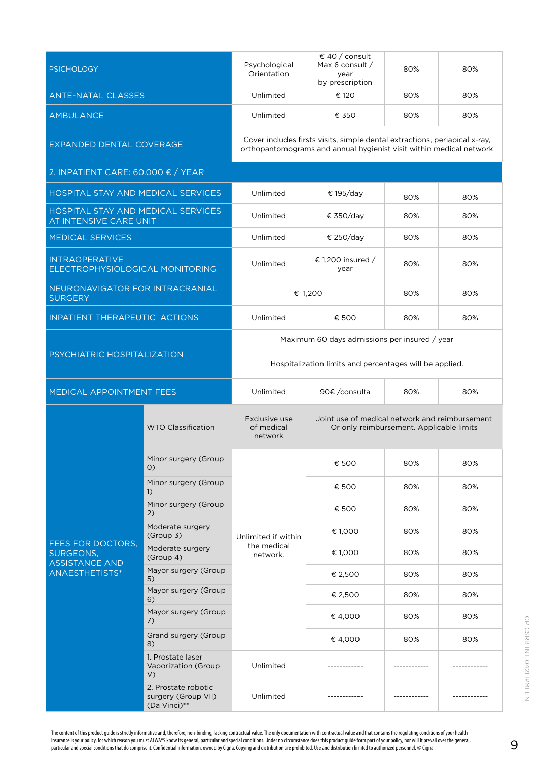| | | | | | |
|---|---|---|---|---|---|
| PSICHOLOGY | | Psychological Orientation | € 40 / consult Max 6 consult / year by prescription | 80% | 80% |
| ANTE-NATAL CLASSES | | Unlimited | € 120 | 80% | 80% |
| AMBULANCE | | Unlimited | € 350 | 80% | 80% |
| EXPANDED DENTAL COVERAGE | | Cover includes firsts visits, simple dental extractions, periapical x-ray, orthopantomograms and annual hygienist visit within medical network | | | |
| 2. INPATIENT CARE: 60.000 € / YEAR | | | | | |
| HOSPITAL STAY AND MEDICAL SERVICES | | Unlimited | € 195/day | 80% | 80% |
| HOSPITAL STAY AND MEDICAL SERVICES AT INTENSIVE CARE UNIT | | Unlimited | € 350/day | 80% | 80% |
| MEDICAL SERVICES | | Unlimited | € 250/day | 80% | 80% |
| INTRAOPERATIVE ELECTROPHYSIOLOGICAL MONITORING | | Unlimited | € 1,200 insured / year | 80% | 80% |
| NEURONAVIGATOR FOR INTRACRANIAL SURGERY | | € 1,200 | | 80% | 80% |
| INPATIENT THERAPEUTIC ACTIONS | | Unlimited | € 500 | 80% | 80% |
| PSYCHIATRIC HOSPITALIZATION | | Maximum 60 days admissions per insured / year | | | |
| | | Hospitalization limits and percentages will be applied. | | | |
| MEDICAL APPOINTMENT FEES | | Unlimited | 90€ /consulta | 80% | 80% |
| FEES FOR DOCTORS, SURGEONS, ASSISTANCE AND ANAESTHETISTS* | WTO Classification | Exclusive use of medical network | Joint use of medical network and reimbursement Or only reimbursement. Applicable limits | | |
| | Minor surgery (Group 0) | Unlimited if within the medical network. | € 500 | 80% | 80% |
| | Minor surgery (Group 1) | | € 500 | 80% | 80% |
| | Minor surgery (Group 2) | | € 500 | 80% | 80% |
| | Moderate surgery (Group 3) | | € 1,000 | 80% | 80% |
| | Moderate surgery (Group 4) | | € 1,000 | 80% | 80% |
| | Mayor surgery (Group 5) | | € 2,500 | 80% | 80% |
| | Mayor surgery (Group 6) | | € 2,500 | 80% | 80% |
| | Mayor surgery (Group 7) | | € 4,000 | 80% | 80% |
| | Grand surgery (Group 8) | | € 4,000 | 80% | 80% |
| | 1. Prostate laser Vaporization (Group V) | Unlimited | ------------ | ------------ | ------------ |
| | 2. Prostate robotic surgery (Group VII) (Da Vinci)** | Unlimited | ------------ | ------------ | ------------ |

The content of this product guide is strictly informative and, therefore, non-binding, lacking contractual value. The only documentation with contractual value and that contains the regulating conditions of your health insurance is your policy, for which reason you must ALWAYS know its general, particular and special conditions. Under no circumstance does this product guide form part of your policy, nor will it prevail over the general, particular and special conditions that do comprise it. Confidential information, owned by Cigna. Copying and distribution are prohibited. Use and distribution limited to authorized personnel. © Cigna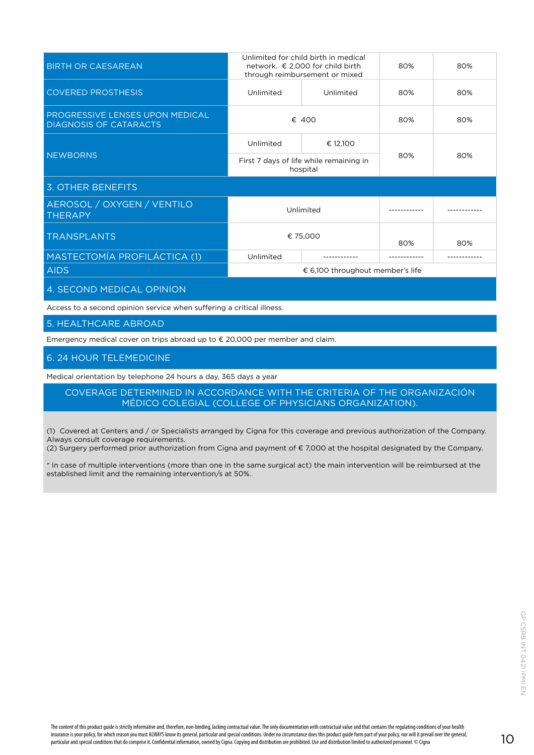| | | | | |
|---|---|---|---|---|
| BIRTH OR CAESAREAN | Unlimited for child birth in medical network. € 2,000 for child birth through reimbursement or mixed | | 80% | 80% |
| COVERED PROSTHESIS | Unlimited | Unlimited | 80% | 80% |
| PROGRESSIVE LENSES UPON MEDICAL DIAGNOSIS OF CATARACTS | € 400 | | 80% | 80% |
| NEWBORNS | Unlimited | € 12,100 | 80% | 80% |
| | First 7 days of life while remaining in hospital | | | |
| 3. OTHER BENEFITS | | | | |
| AEROSOL / OXYGEN / VENTILO THERAPY | Unlimited | | ------------ | ------------ |
| TRANSPLANTS | € 75,000 | | 80% | 80% |
| MASTECTOMÍA PROFILÁCTICA (1) | Unlimited | ------------ | ------------ | ------------ |
| AIDS | € 6,100 throughout member's life | | | |

## 4. SECOND MEDICAL OPINION

Access to a second opinion service when suffering a critical illness.

## 5. HEALTHCARE ABROAD

Emergency medical cover on trips abroad up to € 20,000 per member and claim.

## 6. 24 HOUR TELEMEDICINE

Medical orientation by telephone 24 hours a day, 365 days a year

**COVERAGE DETERMINED IN ACCORDANCE WITH THE CRITERIA OF THE ORGANIZACIÓN MÉDICO COLEGIAL (COLLEGE OF PHYSICIANS ORGANIZATION).**

(1) Covered at Centers and / or Specialists arranged by Cigna for this coverage and previous authorization of the Company. Always consult coverage requirements.
(2) Surgery performed prior authorization from Cigna and payment of € 7,000 at the hospital designated by the Company.

* In case of multiple interventions (more than one in the same surgical act) the main intervention will be reimbursed at the established limit and the remaining intervention/s at 50%..

GP CSRB INT 0421 IPMI EN

The content of this product guide is strictly informative and, therefore, non-binding, lacking contractual value. The only documentation with contractual value and that contains the regulating conditions of your health insurance is your policy, for which reason you must ALWAYS know its general, particular and special conditions. Under no circumstance does this product guide form part of your policy, nor will it prevail over the general, particular and special conditions that do comprise it. Confidential information, owned by Cigna. Copying and distribution are prohibited. Use and distribution limited to authorized personnel. © Cigna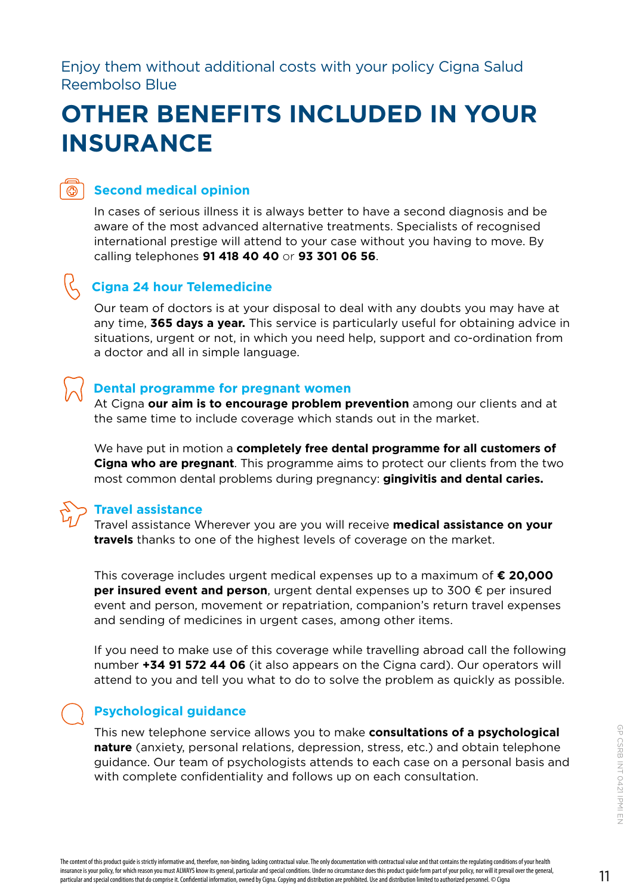Enjoy them without additional costs with your policy Cigna Salud Reembolso Blue

# OTHER BENEFITS INCLUDED IN YOUR INSURANCE

### Second medical opinion

In cases of serious illness it is always better to have a second diagnosis and be aware of the most advanced alternative treatments. Specialists of recognised international prestige will attend to your case without you having to move. By calling telephones **91 418 40 40** or **93 301 06 56**.

### Cigna 24 hour Telemedicine

Our team of doctors is at your disposal to deal with any doubts you may have at any time, **365 days a year.** This service is particularly useful for obtaining advice in situations, urgent or not, in which you need help, support and co-ordination from a doctor and all in simple language.

### Dental programme for pregnant women

At Cigna **our aim is to encourage problem prevention** among our clients and at the same time to include coverage which stands out in the market.

We have put in motion a **completely free dental programme for all customers of Cigna who are pregnant**. This programme aims to protect our clients from the two most common dental problems during pregnancy: **gingivitis and dental caries.**

### Travel assistance

Travel assistance Wherever you are you will receive **medical assistance on your travels** thanks to one of the highest levels of coverage on the market.

This coverage includes urgent medical expenses up to a maximum of **€ 20,000 per insured event and person**, urgent dental expenses up to 300 € per insured event and person, movement or repatriation, companion's return travel expenses and sending of medicines in urgent cases, among other items.

If you need to make use of this coverage while travelling abroad call the following number **+34 91 572 44 06** (it also appears on the Cigna card). Our operators will attend to you and tell you what to do to solve the problem as quickly as possible.

### Psychological guidance

This new telephone service allows you to make **consultations of a psychological nature** (anxiety, personal relations, depression, stress, etc.) and obtain telephone guidance. Our team of psychologists attends to each case on a personal basis and with complete confidentiality and follows up on each consultation.

GP CSRB INT 0421 IPMI EN

The content of this product guide is strictly informative and, therefore, non-binding, lacking contractual value. The only documentation with contractual value and that contains the regulating conditions of your health insurance is your policy, for which reason you must ALWAYS know its general, particular and special conditions. Under no circumstance does this product guide form part of your policy, nor will it prevail over the general, particular and special conditions that do comprise it. Confidential information, owned by Cigna. Copying and distribution are prohibited. Use and distribution limited to authorized personnel. © Cigna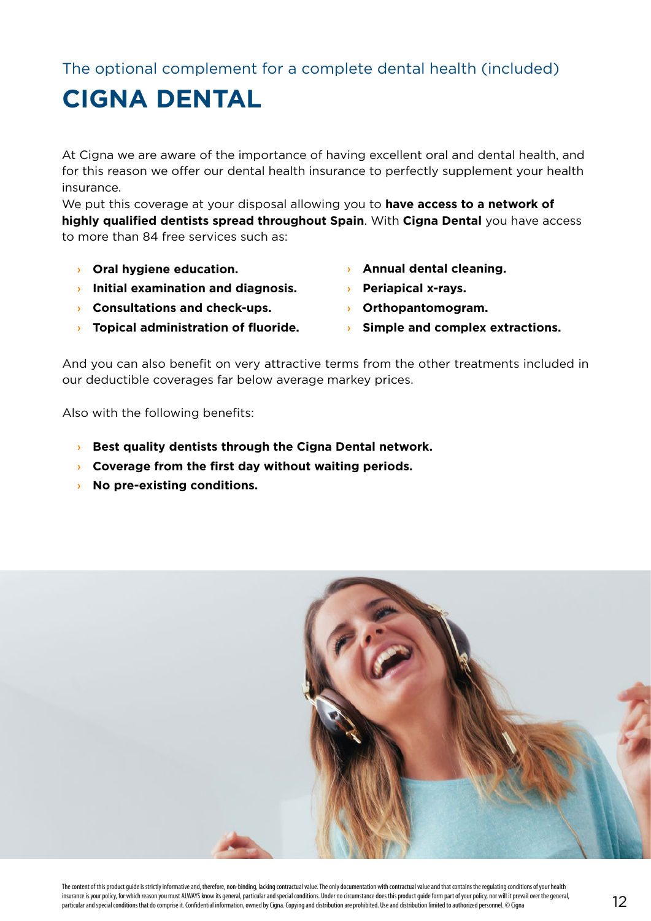The optional complement for a complete dental health (included)

# CIGNA DENTAL

At Cigna we are aware of the importance of having excellent oral and dental health, and for this reason we offer our dental health insurance to perfectly supplement your health insurance.
We put this coverage at your disposal allowing you to **have access to a network of highly qualified dentists spread throughout Spain**. With **Cigna Dental** you have access to more than 84 free services such as:

- **Oral hygiene education.**
- **Initial examination and diagnosis.**
- **Consultations and check-ups.**
- **Topical administration of fluoride.**
- **Annual dental cleaning.**
- **Periapical x-rays.**
- **Orthopantomogram.**
- **Simple and complex extractions.**

And you can also benefit on very attractive terms from the other treatments included in our deductible coverages far below average markey prices.

Also with the following benefits:

- **Best quality dentists through the Cigna Dental network.**
- **Coverage from the first day without waiting periods.**
- **No pre-existing conditions.**

The content of this product guide is strictly informative and, therefore, non-binding, lacking contractual value. The only documentation with contractual value and that contains the regulating conditions of your health insurance is your policy, for which reason you must ALWAYS know its general, particular and special conditions. Under no circumstance does this product guide form part of your policy, nor will it prevail over the general, particular and special conditions that do comprise it. Confidential information, owned by Cigna. Copying and distribution are prohibited. Use and distribution limited to authorized personnel. © Cigna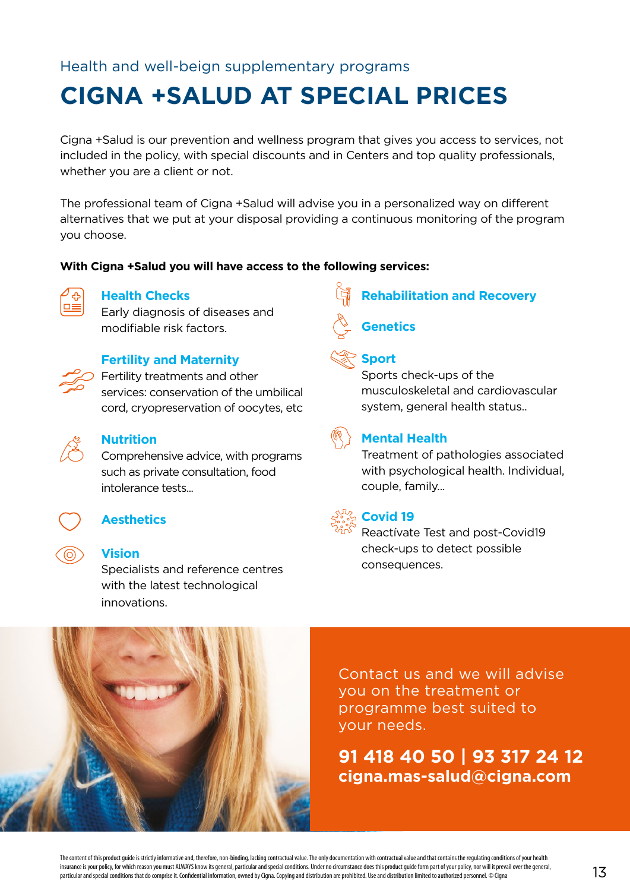Health and well-beign supplementary programs

# CIGNA +SALUD AT SPECIAL PRICES

Cigna +Salud is our prevention and wellness program that gives you access to services, not included in the policy, with special discounts and in Centers and top quality professionals, whether you are a client or not.

The professional team of Cigna +Salud will advise you in a personalized way on different alternatives that we put at your disposal providing a continuous monitoring of the program you choose.

**With Cigna +Salud you will have access to the following services:**

### Health Checks
Early diagnosis of diseases and modifiable risk factors.

### Fertility and Maternity
Fertility treatments and other services: conservation of the umbilical cord, cryopreservation of oocytes, etc

### Nutrition
Comprehensive advice, with programs such as private consultation, food intolerance tests...

### Aesthetics

### Vision
Specialists and reference centres with the latest technological innovations.

### Rehabilitation and Recovery

### Genetics

### Sport
Sports check-ups of the musculoskeletal and cardiovascular system, general health status..

### Mental Health
Treatment of pathologies associated with psychological health. Individual, couple, family...

### Covid 19
Reactívate Test and post-Covid19 check-ups to detect possible consequences.

Contact us and we will advise you on the treatment or programme best suited to your needs.

**91 418 40 50 | 93 317 24 12**
**cigna.mas-salud@cigna.com**

The content of this product guide is strictly informative and, therefore, non-binding, lacking contractual value. The only documentation with contractual value and that contains the regulating conditions of your health insurance is your policy, for which reason you must ALWAYS know its general, particular and special conditions. Under no circumstance does this product guide form part of your policy, nor will it prevail over the general, particular and special conditions that do comprise it. Confidential information, owned by Cigna. Copying and distribution are prohibited. Use and distribution limited to authorized personnel. © Cigna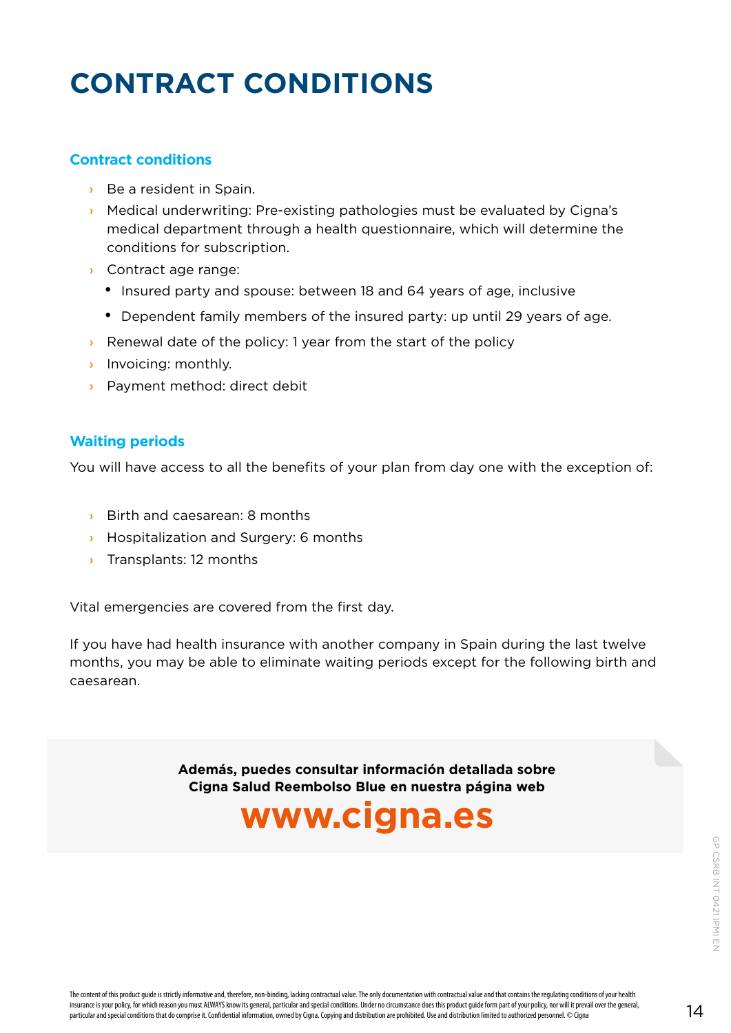# CONTRACT CONDITIONS

## Contract conditions

- Be a resident in Spain.
- Medical underwriting: Pre-existing pathologies must be evaluated by Cigna's medical department through a health questionnaire, which will determine the conditions for subscription.
- Contract age range:
  - Insured party and spouse: between 18 and 64 years of age, inclusive
  - Dependent family members of the insured party: up until 29 years of age.
- Renewal date of the policy: 1 year from the start of the policy
- Invoicing: monthly.
- Payment method: direct debit

## Waiting periods

You will have access to all the benefits of your plan from day one with the exception of:

- Birth and caesarean: 8 months
- Hospitalization and Surgery: 6 months
- Transplants: 12 months

Vital emergencies are covered from the first day.

If you have had health insurance with another company in Spain during the last twelve months, you may be able to eliminate waiting periods except for the following birth and caesarean.

**Además, puedes consultar información detallada sobre Cigna Salud Reembolso Blue en nuestra página web**

**www.cigna.es**

GP CSRB INT 0421 IPMI EN

The content of this product guide is strictly informative and, therefore, non-binding, lacking contractual value. The only documentation with contractual value and that contains the regulating conditions of your health insurance is your policy, for which reason you must ALWAYS know its general, particular and special conditions. Under no circumstance does this product guide form part of your policy, nor will it prevail over the general, particular and special conditions that do comprise it. Confidential information, owned by Cigna. Copying and distribution are prohibited. Use and distribution limited to authorized personnel. © Cigna